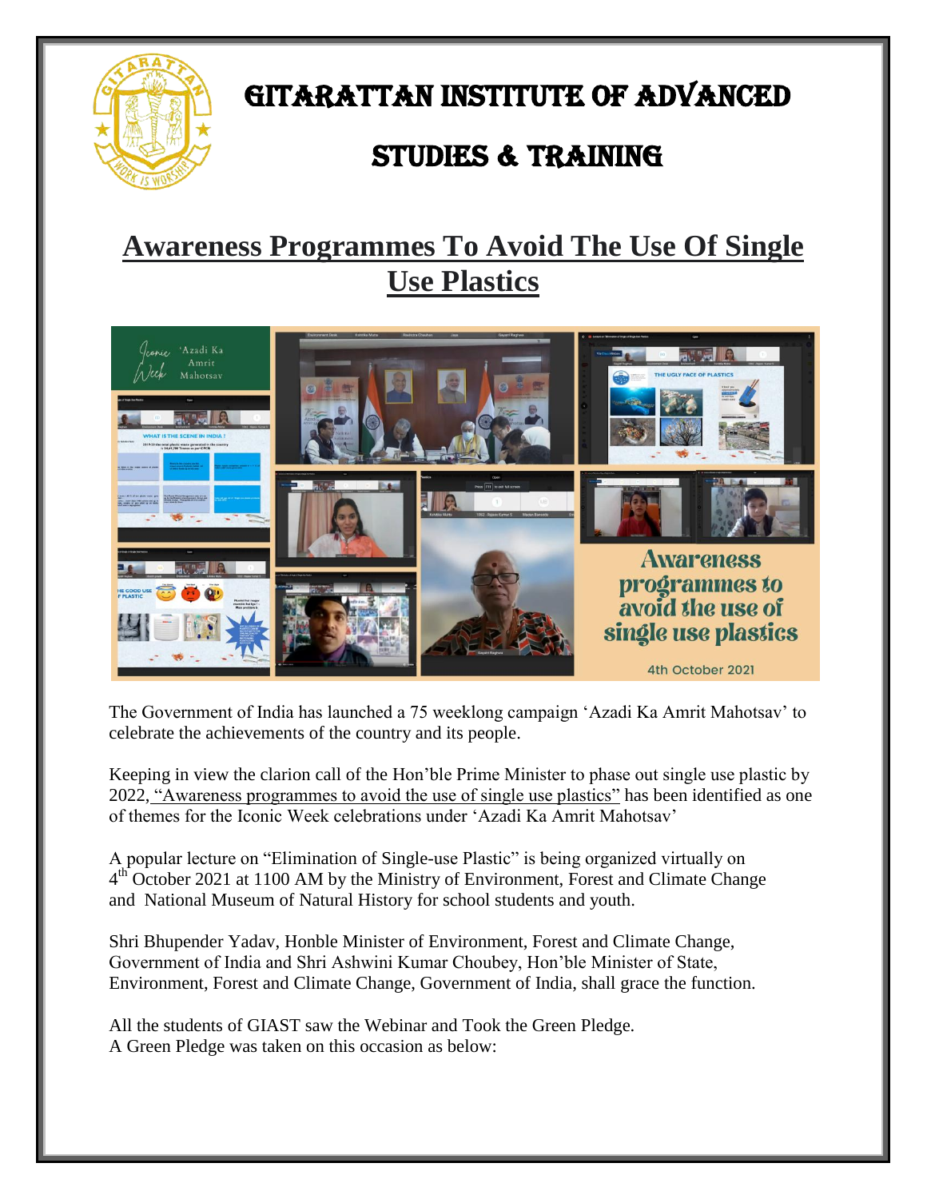# GITARATTAN INSTITUTE OF ADVANCED STUDIES & TRAINING

## Awareness Programmes To Avoid The Use Of Single Use Plastics

The Government of India has launched a 75 weeklong campaign 'Azadi Ka Amrit Mahotsav' to celebrate the achievements of the country and its people.

Keeping in view the clarion call of the Hon'ble Prime Minister to phase out single use plastic by 2022, "Awareness programmes to avoid the use of single use plastics" has been identified as one of themes for the Iconic Week celebrations under 'Azadi Ka Amrit Mahotsav'

A popular lecture on "Elimination of Single-use Plastic" is being organized virtually on 4th October 2021 at 1100 AM by the Ministry of Environment, Forest and Climate Change and National Museum of Natural History for school students and youth.

Shri Bhupender Yadav, Honble Minister of Environment, Forest and Climate Change, Government of India and Shri Ashwini Kumar Choubey, Hon'ble Minister of State, Environment, Forest and Climate Change, Government of India, shall grace the function.

All the students of GIAST saw the Webinar and Took the Green Pledge.
A Green Pledge was taken on this occasion as below: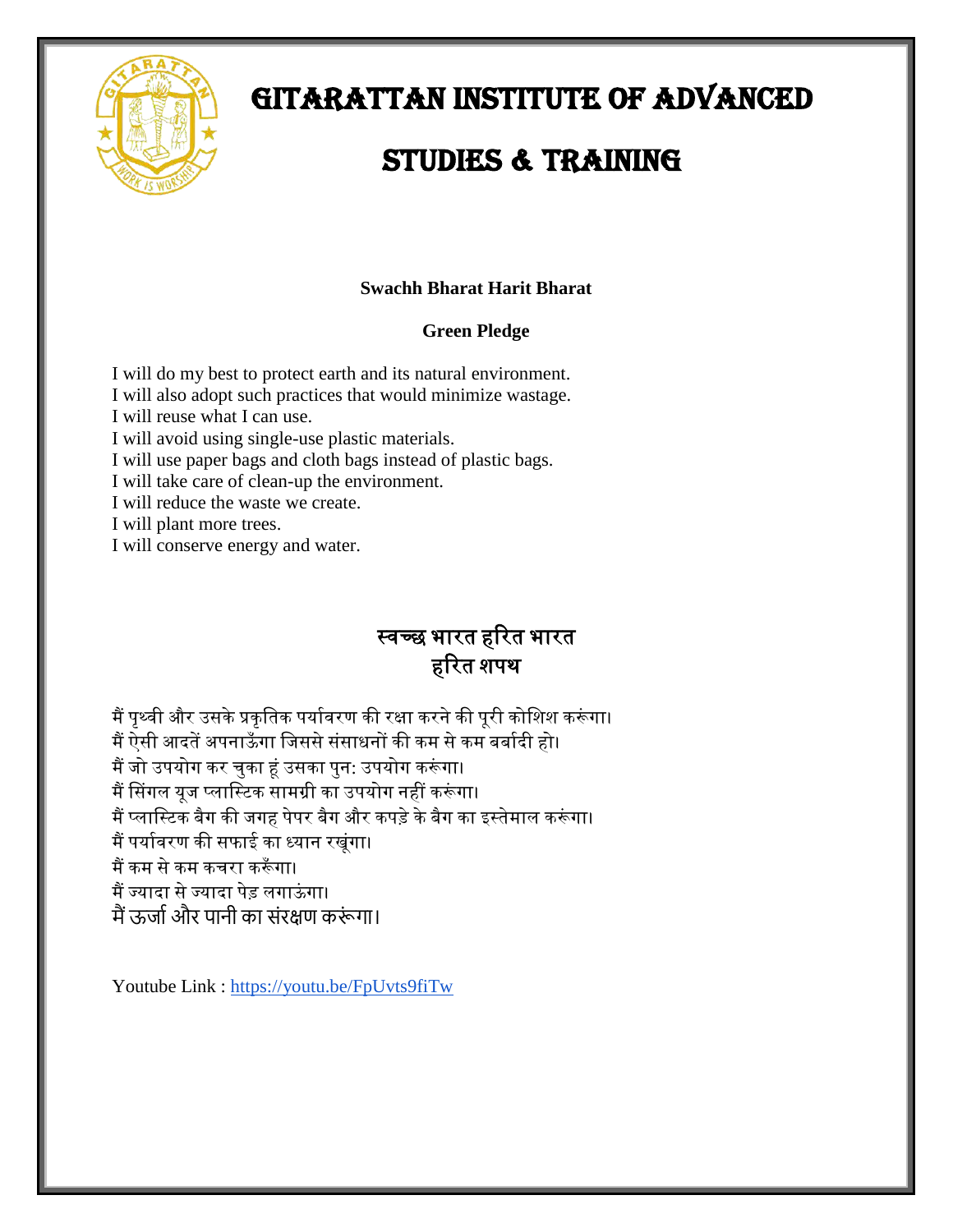# GITARATTAN INSTITUTE OF ADVANCED STUDIES & TRAINING

**Swachh Bharat Harit Bharat**

**Green Pledge**

I will do my best to protect earth and its natural environment.
I will also adopt such practices that would minimize wastage.
I will reuse what I can use.
I will avoid using single-use plastic materials.
I will use paper bags and cloth bags instead of plastic bags.
I will take care of clean-up the environment.
I will reduce the waste we create.
I will plant more trees.
I will conserve energy and water.

**स्वच्छ भारत हरित भारत**
**हरित शपथ**

मैं पृथ्वी और उसके प्रकृतिक पर्यावरण की रक्षा करने की पूरी कोशिश करूंगा।
मैं ऐसी आदतें अपनाऊँगा जिससे संसाधनों की कम से कम बर्बादी हो।
मैं जो उपयोग कर चुका हूं उसका पुन: उपयोग करूंगा।
मैं सिंगल यूज प्लास्टिक सामग्री का उपयोग नहीं करूंगा।
मैं प्लास्टिक बैग की जगह पेपर बैग और कपड़े के बैग का इस्तेमाल करूंगा।
मैं पर्यावरण की सफाई का ध्यान रखूंगा।
मैं कम से कम कचरा करूँगा।
मैं ज्यादा से ज्यादा पेड़ लगाऊंगा।
मैं ऊर्जा और पानी का संरक्षण करूंगा।

Youtube Link : https://youtu.be/FpUvts9fiTw